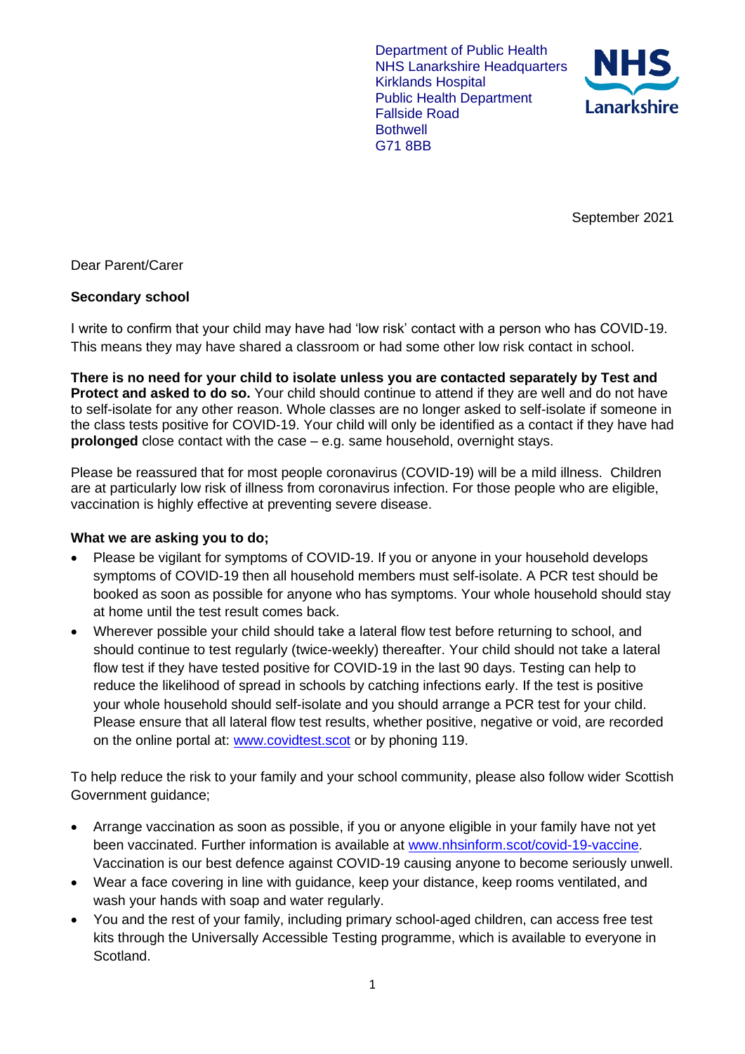Department of Public Health
NHS Lanarkshire Headquarters
Kirklands Hospital
Public Health Department
Fallside Road
Bothwell
G71 8BB

NHS Lanarkshire

September 2021

Dear Parent/Carer

**Secondary school**

I write to confirm that your child may have had 'low risk' contact with a person who has COVID-19. This means they may have shared a classroom or had some other low risk contact in school.

**There is no need for your child to isolate unless you are contacted separately by Test and Protect and asked to do so.** Your child should continue to attend if they are well and do not have to self-isolate for any other reason. Whole classes are no longer asked to self-isolate if someone in the class tests positive for COVID-19. Your child will only be identified as a contact if they have had **prolonged** close contact with the case – e.g. same household, overnight stays.

Please be reassured that for most people coronavirus (COVID-19) will be a mild illness. Children are at particularly low risk of illness from coronavirus infection. For those people who are eligible, vaccination is highly effective at preventing severe disease.

**What we are asking you to do;**

- Please be vigilant for symptoms of COVID-19. If you or anyone in your household develops symptoms of COVID-19 then all household members must self-isolate. A PCR test should be booked as soon as possible for anyone who has symptoms. Your whole household should stay at home until the test result comes back.
- Wherever possible your child should take a lateral flow test before returning to school, and should continue to test regularly (twice-weekly) thereafter. Your child should not take a lateral flow test if they have tested positive for COVID-19 in the last 90 days. Testing can help to reduce the likelihood of spread in schools by catching infections early. If the test is positive your whole household should self-isolate and you should arrange a PCR test for your child. Please ensure that all lateral flow test results, whether positive, negative or void, are recorded on the online portal at: [www.covidtest.scot](http://www.covidtest.scot) or by phoning 119.

To help reduce the risk to your family and your school community, please also follow wider Scottish Government guidance;

- Arrange vaccination as soon as possible, if you or anyone eligible in your family have not yet been vaccinated. Further information is available at [www.nhsinform.scot/covid-19-vaccine](http://www.nhsinform.scot/covid-19-vaccine). Vaccination is our best defence against COVID-19 causing anyone to become seriously unwell.
- Wear a face covering in line with guidance, keep your distance, keep rooms ventilated, and wash your hands with soap and water regularly.
- You and the rest of your family, including primary school-aged children, can access free test kits through the Universally Accessible Testing programme, which is available to everyone in Scotland.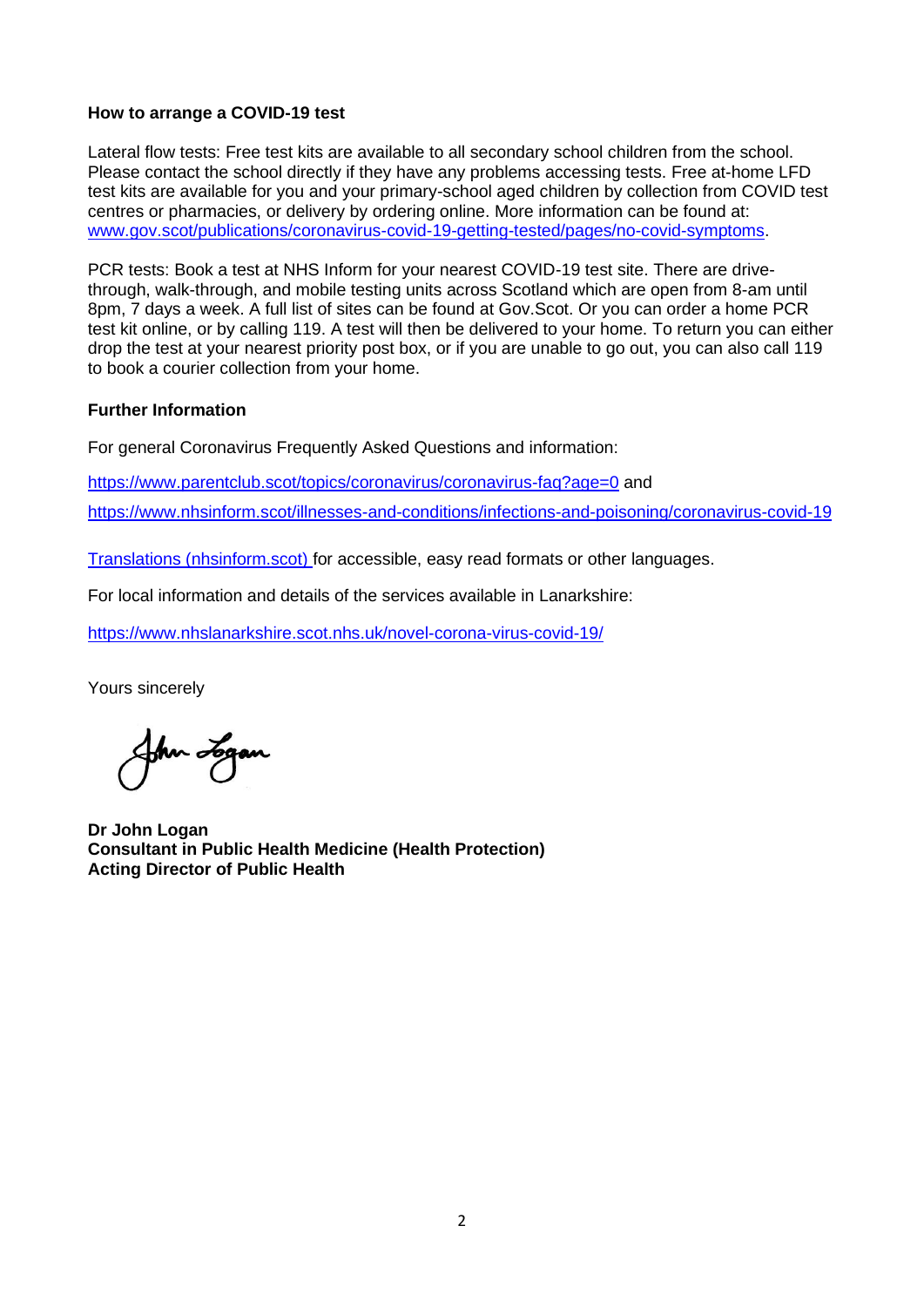**How to arrange a COVID-19 test**

Lateral flow tests: Free test kits are available to all secondary school children from the school. Please contact the school directly if they have any problems accessing tests. Free at-home LFD test kits are available for you and your primary-school aged children by collection from COVID test centres or pharmacies, or delivery by ordering online. More information can be found at: [www.gov.scot/publications/coronavirus-covid-19-getting-tested/pages/no-covid-symptoms](www.gov.scot/publications/coronavirus-covid-19-getting-tested/pages/no-covid-symptoms).

PCR tests: Book a test at NHS Inform for your nearest COVID-19 test site. There are drive-through, walk-through, and mobile testing units across Scotland which are open from 8-am until 8pm, 7 days a week. A full list of sites can be found at Gov.Scot. Or you can order a home PCR test kit online, or by calling 119. A test will then be delivered to your home. To return you can either drop the test at your nearest priority post box, or if you are unable to go out, you can also call 119 to book a courier collection from your home.

**Further Information**

For general Coronavirus Frequently Asked Questions and information:

https://www.parentclub.scot/topics/coronavirus/coronavirus-faq?age=0 and

https://www.nhsinform.scot/illnesses-and-conditions/infections-and-poisoning/coronavirus-covid-19

Translations (nhsinform.scot) for accessible, easy read formats or other languages.

For local information and details of the services available in Lanarkshire:

https://www.nhslanarkshire.scot.nhs.uk/novel-corona-virus-covid-19/

Yours sincerely

John Logan

**Dr John Logan**
**Consultant in Public Health Medicine (Health Protection)**
**Acting Director of Public Health**